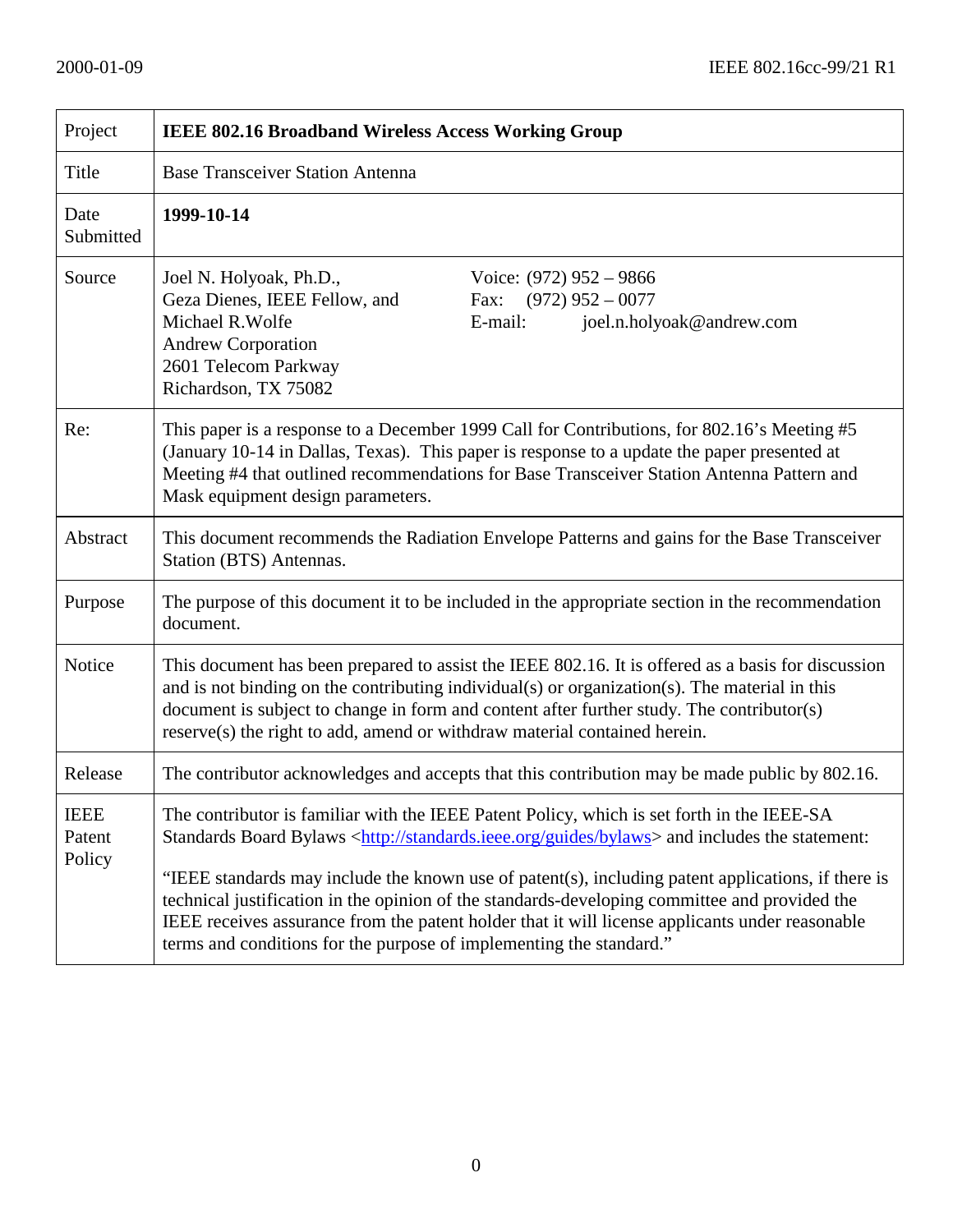| Project | **IEEE 802.16 Broadband Wireless Access Working Group** |
|---|---|
| Title | Base Transceiver Station Antenna |
| Date Submitted | **1999-10-14** |
| Source | Joel N. Holyoak, Ph.D., Geza Dienes, IEEE Fellow, and Michael R.Wolfe Andrew Corporation 2601 Telecom Parkway Richardson, TX 75082 <br> Voice: (972) 952 – 9866 Fax: (972) 952 – 0077 E-mail: joel.n.holyoak@andrew.com |
| Re: | This paper is a response to a December 1999 Call for Contributions, for 802.16's Meeting #5 (January 10-14 in Dallas, Texas). This paper is response to a update the paper presented at Meeting #4 that outlined recommendations for Base Transceiver Station Antenna Pattern and Mask equipment design parameters. |
| Abstract | This document recommends the Radiation Envelope Patterns and gains for the Base Transceiver Station (BTS) Antennas. |
| Purpose | The purpose of this document it to be included in the appropriate section in the recommendation document. |
| Notice | This document has been prepared to assist the IEEE 802.16. It is offered as a basis for discussion and is not binding on the contributing individual(s) or organization(s). The material in this document is subject to change in form and content after further study. The contributor(s) reserve(s) the right to add, amend or withdraw material contained herein. |
| Release | The contributor acknowledges and accepts that this contribution may be made public by 802.16. |
| IEEE Patent Policy | The contributor is familiar with the IEEE Patent Policy, which is set forth in the IEEE-SA Standards Board Bylaws <http://standards.ieee.org/guides/bylaws> and includes the statement: <br> "IEEE standards may include the known use of patent(s), including patent applications, if there is technical justification in the opinion of the standards-developing committee and provided the IEEE receives assurance from the patent holder that it will license applicants under reasonable terms and conditions for the purpose of implementing the standard." |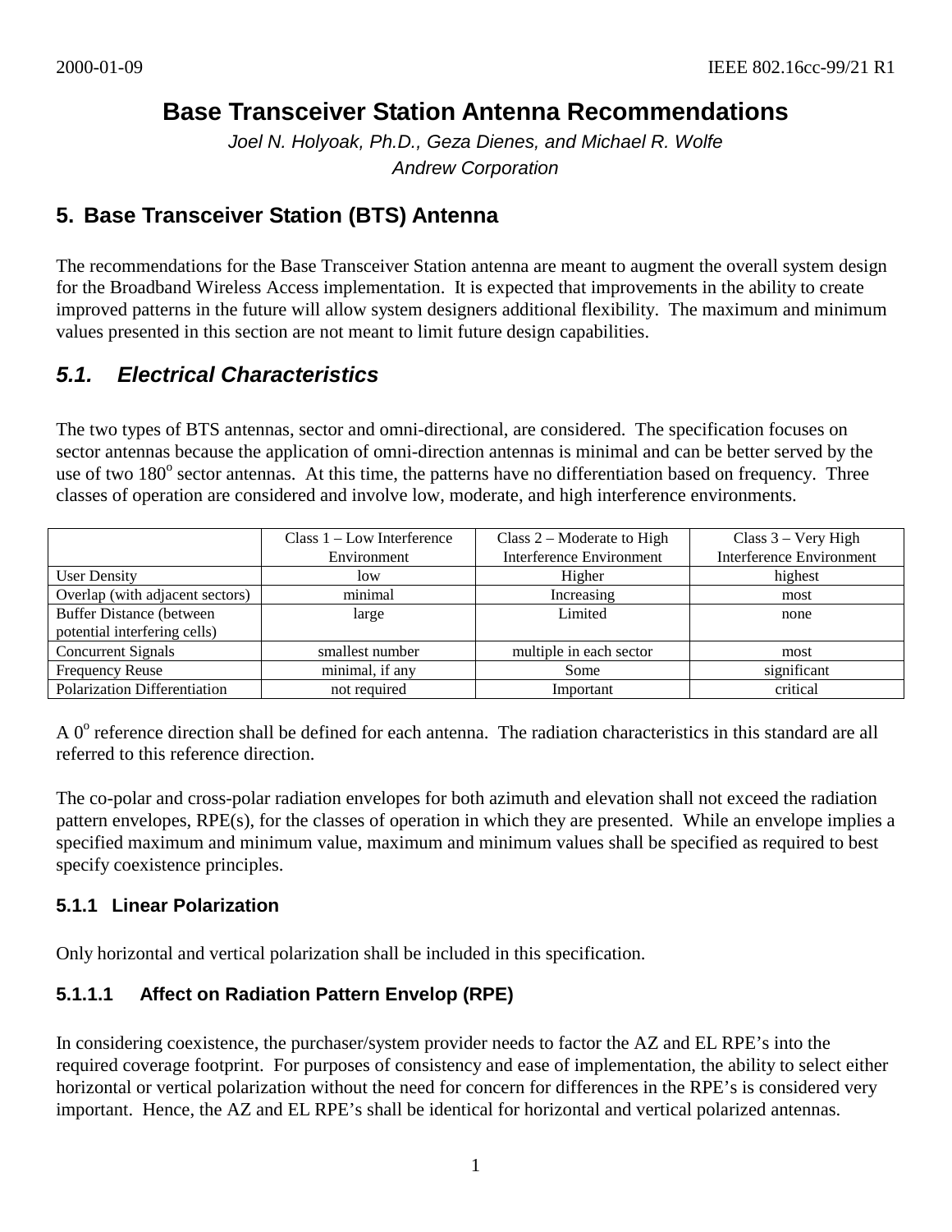# Base Transceiver Station Antenna Recommendations

*Joel N. Holyoak, Ph.D., Geza Dienes, and Michael R. Wolfe*
*Andrew Corporation*

## 5. Base Transceiver Station (BTS) Antenna

The recommendations for the Base Transceiver Station antenna are meant to augment the overall system design for the Broadband Wireless Access implementation. It is expected that improvements in the ability to create improved patterns in the future will allow system designers additional flexibility. The maximum and minimum values presented in this section are not meant to limit future design capabilities.

### *5.1. Electrical Characteristics*

The two types of BTS antennas, sector and omni-directional, are considered. The specification focuses on sector antennas because the application of omni-direction antennas is minimal and can be better served by the use of two 180$^{o}$ sector antennas. At this time, the patterns have no differentiation based on frequency. Three classes of operation are considered and involve low, moderate, and high interference environments.

| | Class 1 – Low Interference Environment | Class 2 – Moderate to High Interference Environment | Class 3 – Very High Interference Environment |
|---|---|---|---|
| User Density | low | Higher | highest |
| Overlap (with adjacent sectors) | minimal | Increasing | most |
| Buffer Distance (between potential interfering cells) | large | Limited | none |
| Concurrent Signals | smallest number | multiple in each sector | most |
| Frequency Reuse | minimal, if any | Some | significant |
| Polarization Differentiation | not required | Important | critical |

A 0$^{o}$ reference direction shall be defined for each antenna. The radiation characteristics in this standard are all referred to this reference direction.

The co-polar and cross-polar radiation envelopes for both azimuth and elevation shall not exceed the radiation pattern envelopes, RPE(s), for the classes of operation in which they are presented. While an envelope implies a specified maximum and minimum value, maximum and minimum values shall be specified as required to best specify coexistence principles.

#### 5.1.1 Linear Polarization

Only horizontal and vertical polarization shall be included in this specification.

#### 5.1.1.1 Affect on Radiation Pattern Envelop (RPE)

In considering coexistence, the purchaser/system provider needs to factor the AZ and EL RPE's into the required coverage footprint. For purposes of consistency and ease of implementation, the ability to select either horizontal or vertical polarization without the need for concern for differences in the RPE's is considered very important. Hence, the AZ and EL RPE's shall be identical for horizontal and vertical polarized antennas.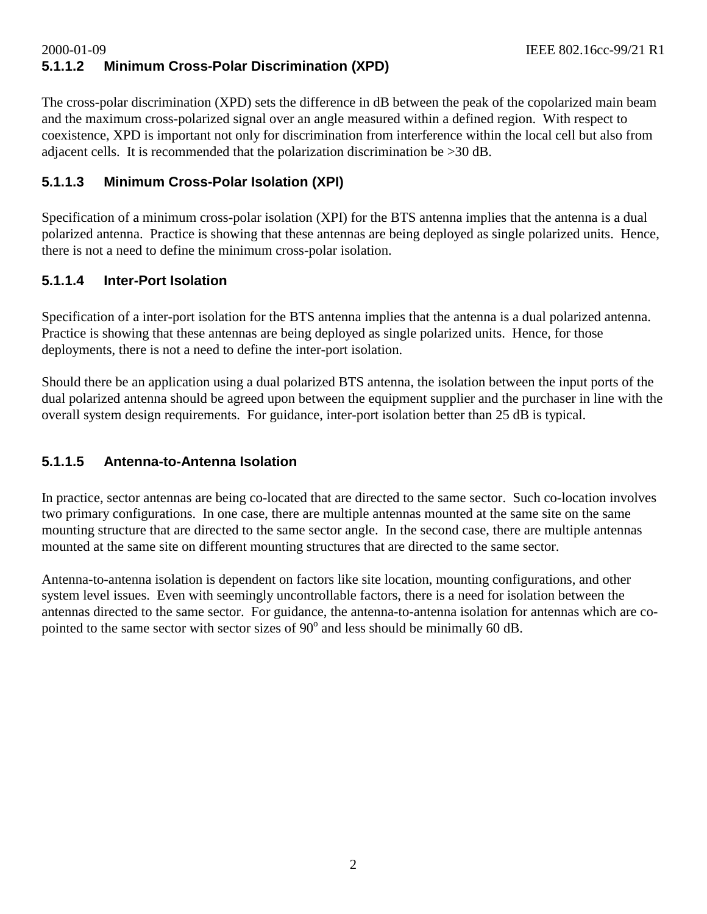#### 5.1.1.2 Minimum Cross-Polar Discrimination (XPD)

The cross-polar discrimination (XPD) sets the difference in dB between the peak of the copolarized main beam and the maximum cross-polarized signal over an angle measured within a defined region. With respect to coexistence, XPD is important not only for discrimination from interference within the local cell but also from adjacent cells. It is recommended that the polarization discrimination be >30 dB.

#### 5.1.1.3 Minimum Cross-Polar Isolation (XPI)

Specification of a minimum cross-polar isolation (XPI) for the BTS antenna implies that the antenna is a dual polarized antenna. Practice is showing that these antennas are being deployed as single polarized units. Hence, there is not a need to define the minimum cross-polar isolation.

#### 5.1.1.4 Inter-Port Isolation

Specification of a inter-port isolation for the BTS antenna implies that the antenna is a dual polarized antenna. Practice is showing that these antennas are being deployed as single polarized units. Hence, for those deployments, there is not a need to define the inter-port isolation.

Should there be an application using a dual polarized BTS antenna, the isolation between the input ports of the dual polarized antenna should be agreed upon between the equipment supplier and the purchaser in line with the overall system design requirements. For guidance, inter-port isolation better than 25 dB is typical.

#### 5.1.1.5 Antenna-to-Antenna Isolation

In practice, sector antennas are being co-located that are directed to the same sector. Such co-location involves two primary configurations. In one case, there are multiple antennas mounted at the same site on the same mounting structure that are directed to the same sector angle. In the second case, there are multiple antennas mounted at the same site on different mounting structures that are directed to the same sector.

Antenna-to-antenna isolation is dependent on factors like site location, mounting configurations, and other system level issues. Even with seemingly uncontrollable factors, there is a need for isolation between the antennas directed to the same sector. For guidance, the antenna-to-antenna isolation for antennas which are co-pointed to the same sector with sector sizes of $90^o$ and less should be minimally 60 dB.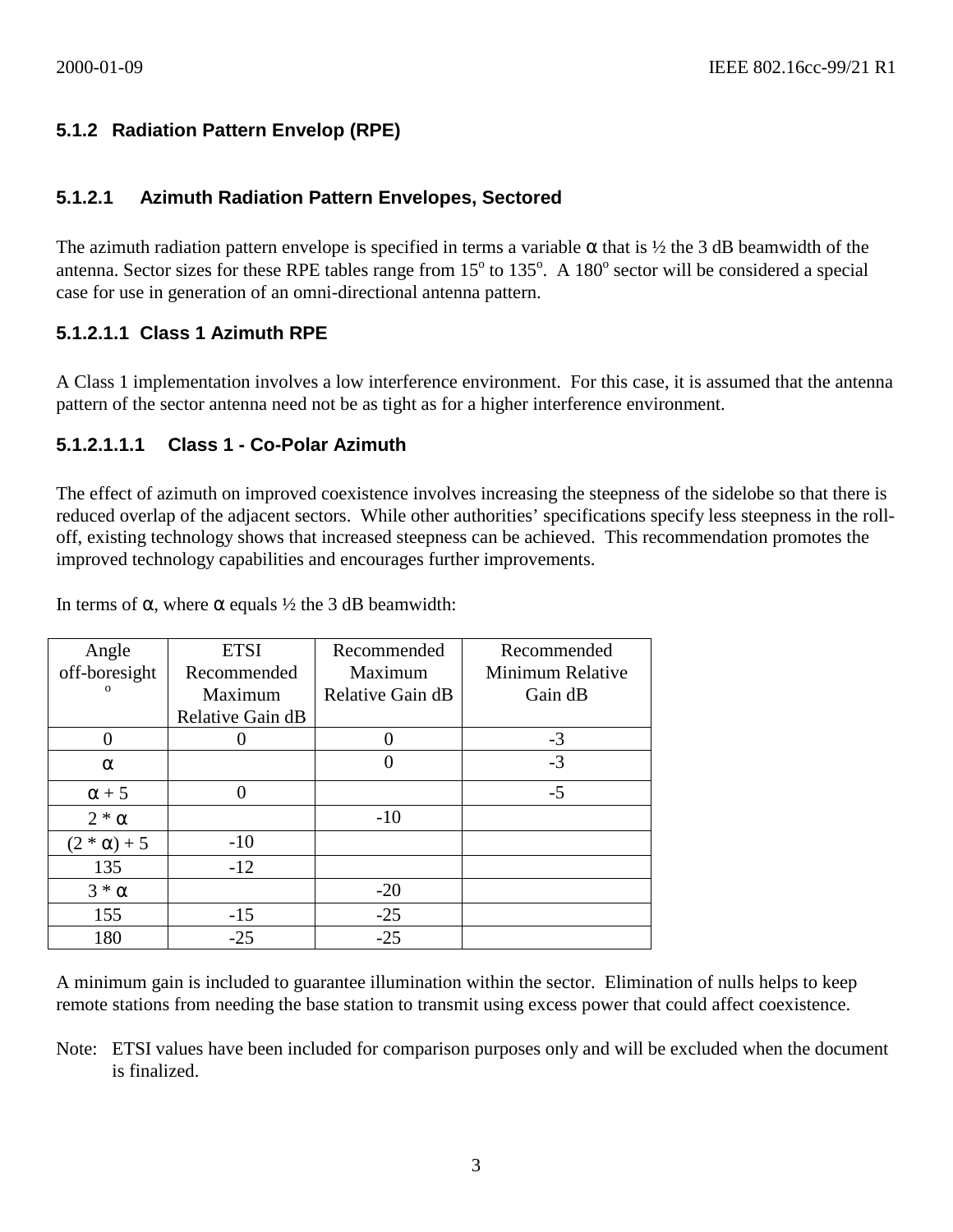### 5.1.2 Radiation Pattern Envelop (RPE)

#### 5.1.2.1 Azimuth Radiation Pattern Envelopes, Sectored

The azimuth radiation pattern envelope is specified in terms a variable α that is ½ the 3 dB beamwidth of the antenna. Sector sizes for these RPE tables range from 15° to 135°. A 180° sector will be considered a special case for use in generation of an omni-directional antenna pattern.

#### 5.1.2.1.1 Class 1 Azimuth RPE

A Class 1 implementation involves a low interference environment. For this case, it is assumed that the antenna pattern of the sector antenna need not be as tight as for a higher interference environment.

#### 5.1.2.1.1.1 Class 1 - Co-Polar Azimuth

The effect of azimuth on improved coexistence involves increasing the steepness of the sidelobe so that there is reduced overlap of the adjacent sectors. While other authorities' specifications specify less steepness in the roll-off, existing technology shows that increased steepness can be achieved. This recommendation promotes the improved technology capabilities and encourages further improvements.

In terms of α, where α equals ½ the 3 dB beamwidth:

| Angle off-boresight ° | ETSI Recommended Maximum Relative Gain dB | Recommended Maximum Relative Gain dB | Recommended Minimum Relative Gain dB |
|---|---|---|---|
| 0 | 0 | 0 | -3 |
| α | | 0 | -3 |
| α + 5 | 0 | | -5 |
| 2 * α | | -10 | |
| (2 * α) + 5 | -10 | | |
| 135 | -12 | | |
| 3 * α | | -20 | |
| 155 | -15 | -25 | |
| 180 | -25 | -25 | |

A minimum gain is included to guarantee illumination within the sector. Elimination of nulls helps to keep remote stations from needing the base station to transmit using excess power that could affect coexistence.

Note: ETSI values have been included for comparison purposes only and will be excluded when the document is finalized.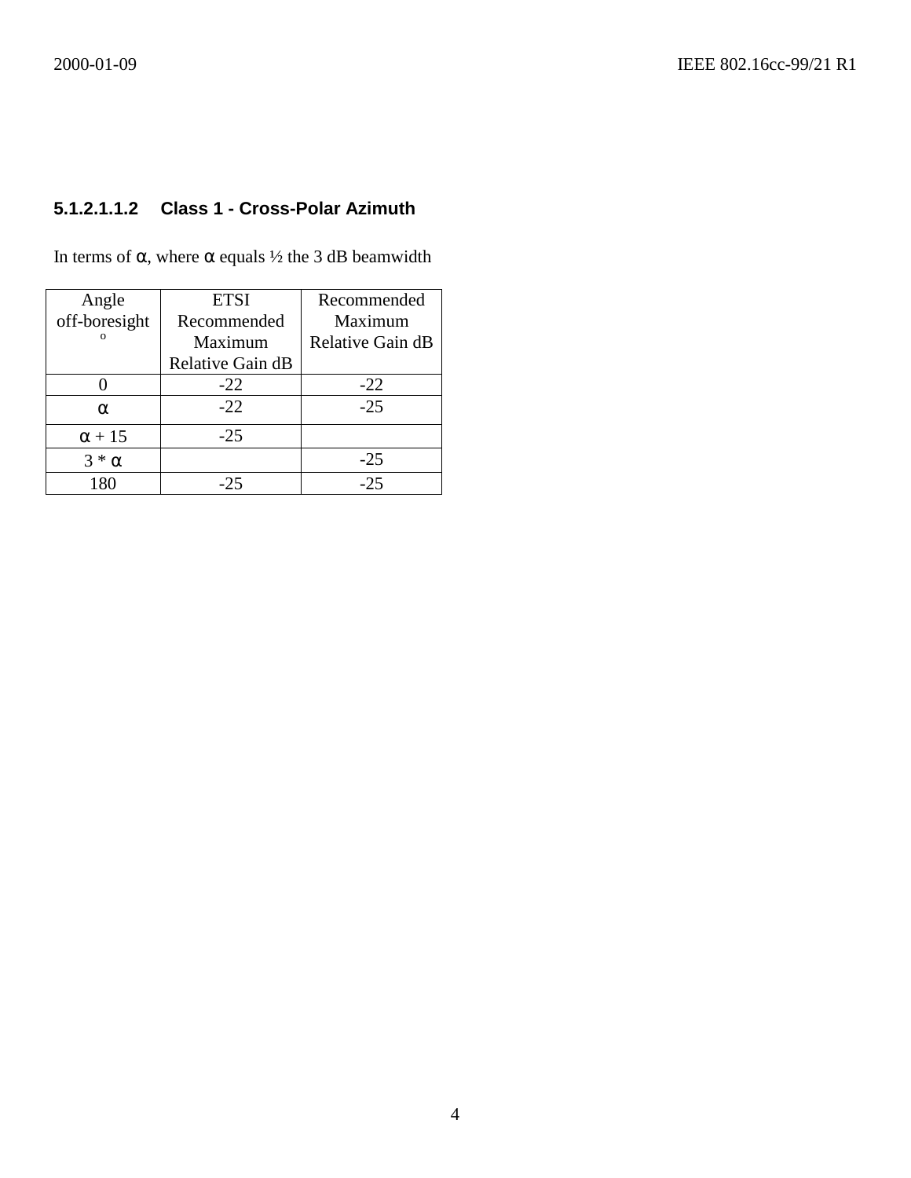#### 5.1.2.1.1.2 Class 1 - Cross-Polar Azimuth

In terms of α, where α equals ½ the 3 dB beamwidth

| Angle off-boresight ° | ETSI Recommended Maximum Relative Gain dB | Recommended Maximum Relative Gain dB |
|---|---|---|
| 0 | -22 | -22 |
| α | -22 | -25 |
| α + 15 | -25 | |
| 3 * α | | -25 |
| 180 | -25 | -25 |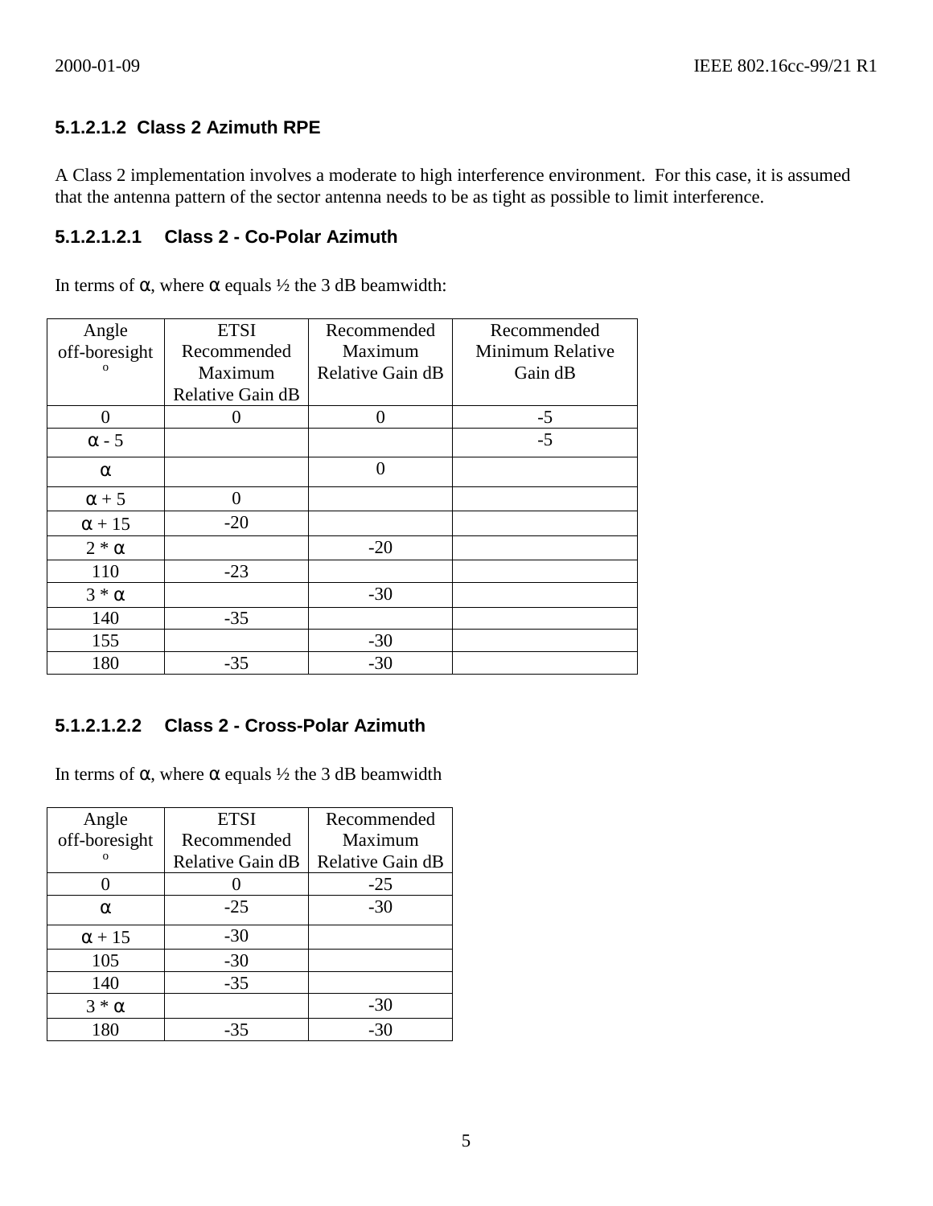#### 5.1.2.1.2 Class 2 Azimuth RPE

A Class 2 implementation involves a moderate to high interference environment. For this case, it is assumed that the antenna pattern of the sector antenna needs to be as tight as possible to limit interference.

##### 5.1.2.1.2.1 Class 2 - Co-Polar Azimuth

In terms of α, where α equals ½ the 3 dB beamwidth:

| Angle off-boresight ° | ETSI Recommended Maximum Relative Gain dB | Recommended Maximum Relative Gain dB | Recommended Minimum Relative Gain dB |
|---|---|---|---|
| 0 | 0 | 0 | -5 |
| α - 5 | | | -5 |
| α | | 0 | |
| α + 5 | 0 | | |
| α + 15 | -20 | | |
| 2 * α | | -20 | |
| 110 | -23 | | |
| 3 * α | | -30 | |
| 140 | -35 | | |
| 155 | | -30 | |
| 180 | -35 | -30 | |

##### 5.1.2.1.2.2 Class 2 - Cross-Polar Azimuth

In terms of α, where α equals ½ the 3 dB beamwidth

| Angle off-boresight ° | ETSI Recommended Relative Gain dB | Recommended Maximum Relative Gain dB |
|---|---|---|
| 0 | 0 | -25 |
| α | -25 | -30 |
| α + 15 | -30 | |
| 105 | -30 | |
| 140 | -35 | |
| 3 * α | | -30 |
| 180 | -35 | -30 |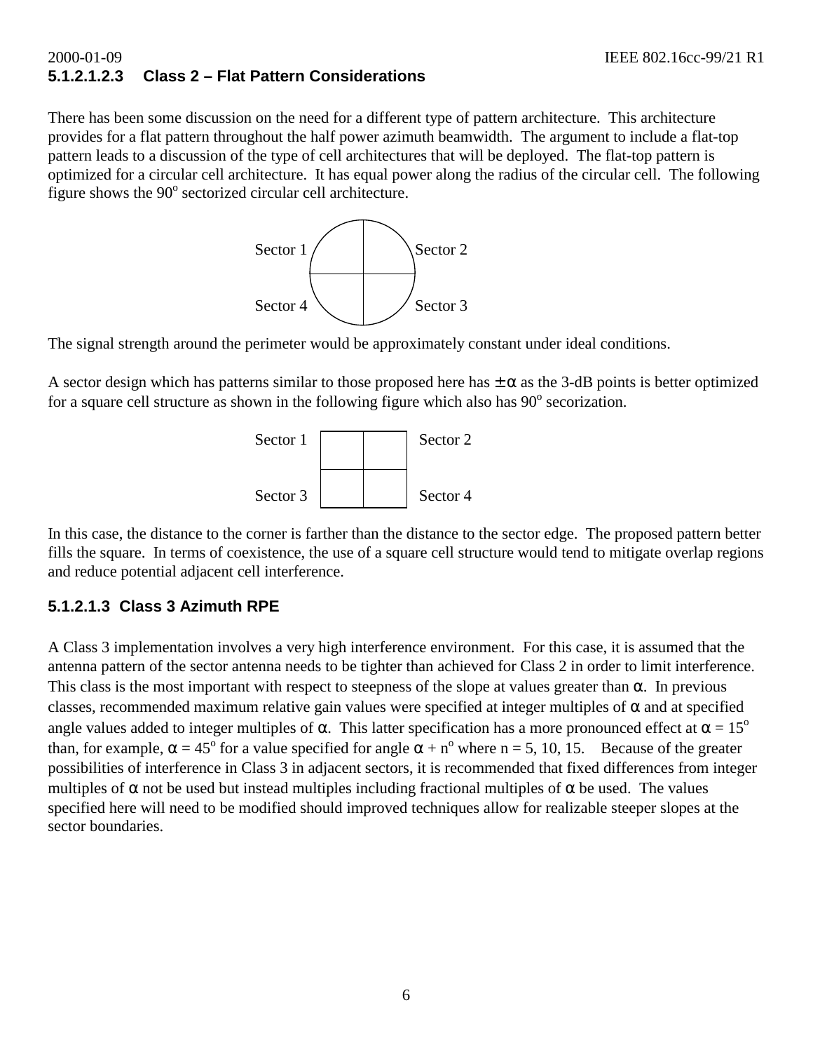#### 5.1.2.1.2.3 Class 2 – Flat Pattern Considerations

There has been some discussion on the need for a different type of pattern architecture. This architecture provides for a flat pattern throughout the half power azimuth beamwidth. The argument to include a flat-top pattern leads to a discussion of the type of cell architectures that will be deployed. The flat-top pattern is optimized for a circular cell architecture. It has equal power along the radius of the circular cell. The following figure shows the 90$^o$ sectorized circular cell architecture.

Sector 1 Sector 2

Sector 4 Sector 3

The signal strength around the perimeter would be approximately constant under ideal conditions.

A sector design which has patterns similar to those proposed here has $\pm\alpha$ as the 3-dB points is better optimized for a square cell structure as shown in the following figure which also has 90$^o$ secorization.

Sector 1 Sector 2

Sector 3 Sector 4

In this case, the distance to the corner is farther than the distance to the sector edge. The proposed pattern better fills the square. In terms of coexistence, the use of a square cell structure would tend to mitigate overlap regions and reduce potential adjacent cell interference.

### 5.1.2.1.3 Class 3 Azimuth RPE

A Class 3 implementation involves a very high interference environment. For this case, it is assumed that the antenna pattern of the sector antenna needs to be tighter than achieved for Class 2 in order to limit interference. This class is the most important with respect to steepness of the slope at values greater than $\alpha$. In previous classes, recommended maximum relative gain values were specified at integer multiples of $\alpha$ and at specified angle values added to integer multiples of $\alpha$. This latter specification has a more pronounced effect at $\alpha = 15^o$ than, for example, $\alpha = 45^o$ for a value specified for angle $\alpha + n^o$ where n = 5, 10, 15. Because of the greater possibilities of interference in Class 3 in adjacent sectors, it is recommended that fixed differences from integer multiples of $\alpha$ not be used but instead multiples including fractional multiples of $\alpha$ be used. The values specified here will need to be modified should improved techniques allow for realizable steeper slopes at the sector boundaries.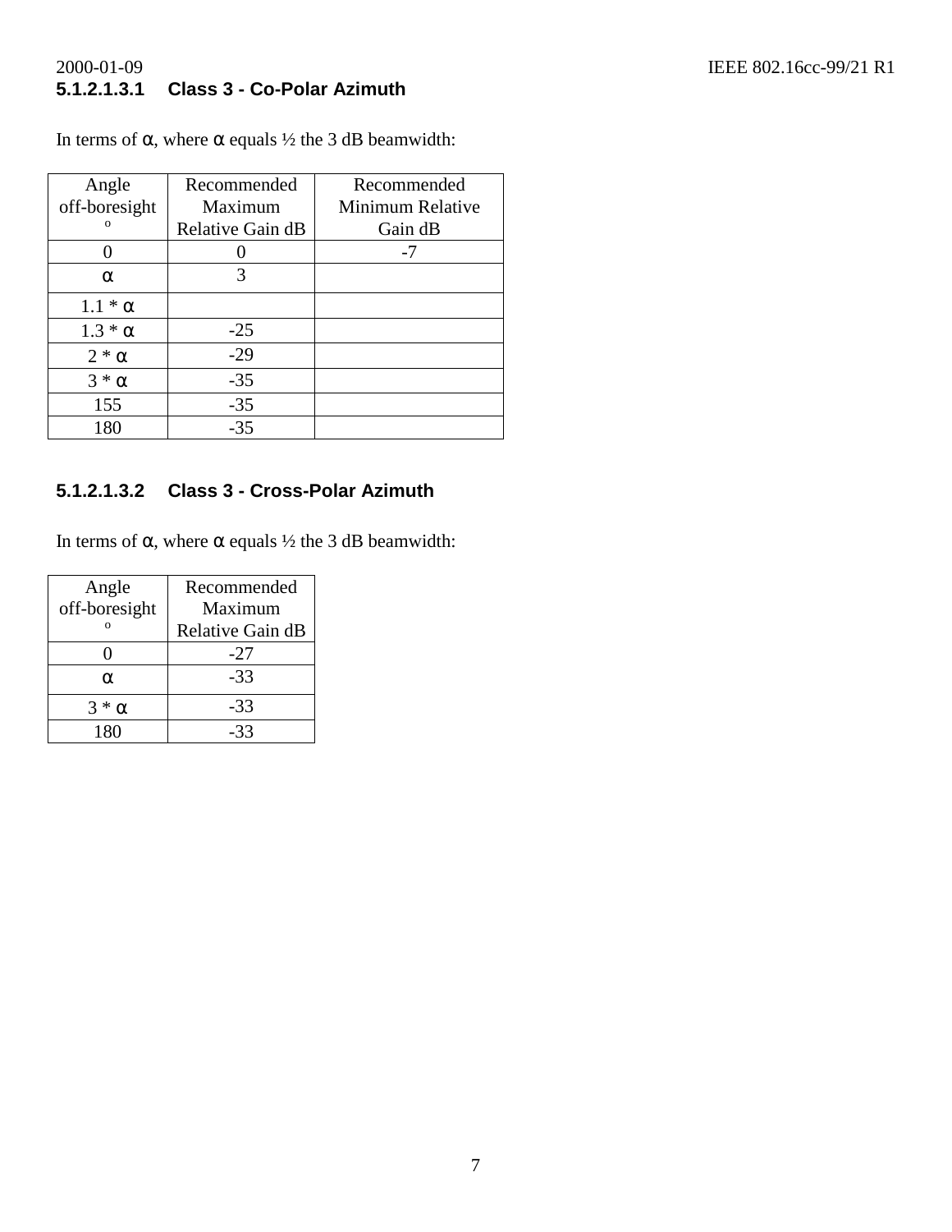#### 5.1.2.1.3.1 Class 3 - Co-Polar Azimuth

In terms of α, where α equals ½ the 3 dB beamwidth:

| Angle off-boresight ° | Recommended Maximum Relative Gain dB | Recommended Minimum Relative Gain dB |
|---|---|---|
| 0 | 0 | -7 |
| α | 3 | |
| 1.1 * α | | |
| 1.3 * α | -25 | |
| 2 * α | -29 | |
| 3 * α | -35 | |
| 155 | -35 | |
| 180 | -35 | |

#### 5.1.2.1.3.2 Class 3 - Cross-Polar Azimuth

In terms of α, where α equals ½ the 3 dB beamwidth:

| Angle off-boresight ° | Recommended Maximum Relative Gain dB |
|---|---|
| 0 | -27 |
| α | -33 |
| 3 * α | -33 |
| 180 | -33 |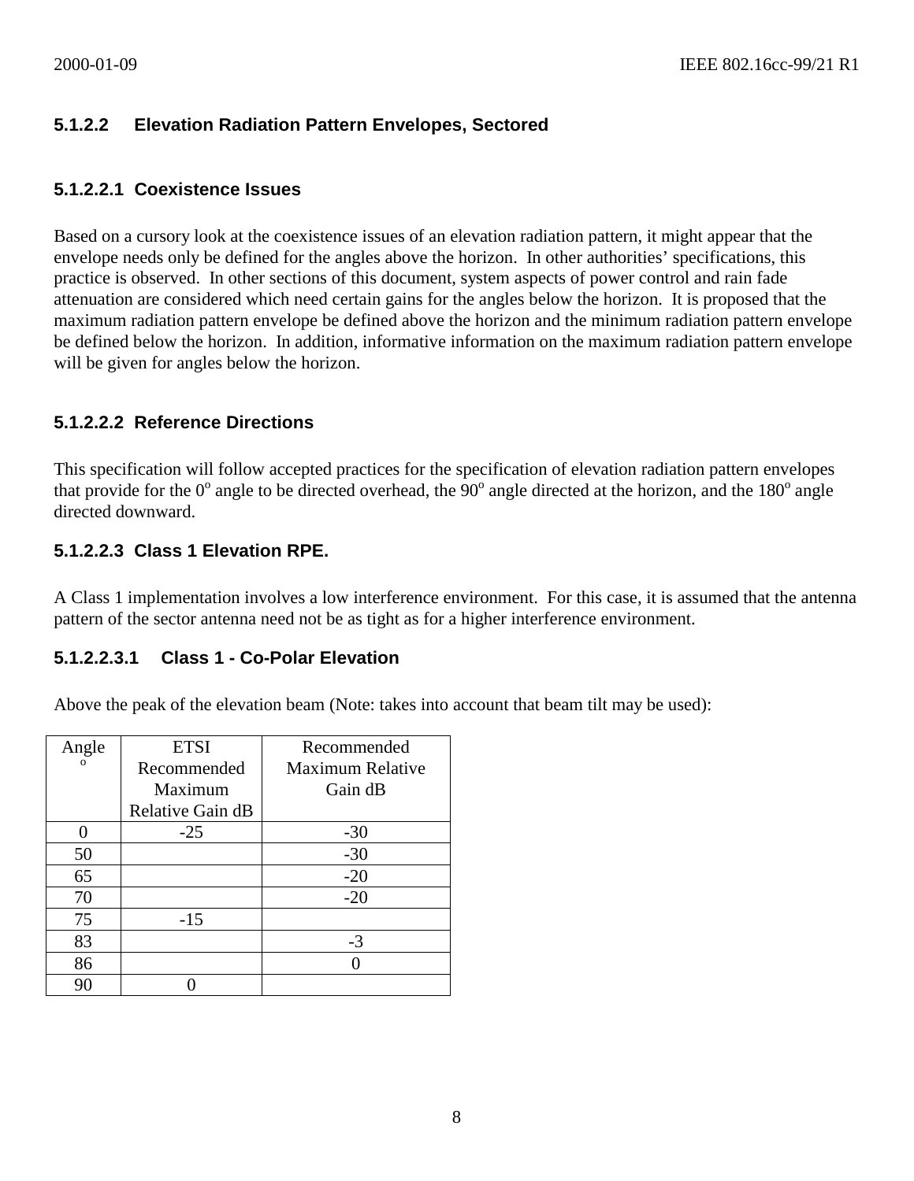#### 5.1.2.2 Elevation Radiation Pattern Envelopes, Sectored

##### 5.1.2.2.1 Coexistence Issues

Based on a cursory look at the coexistence issues of an elevation radiation pattern, it might appear that the envelope needs only be defined for the angles above the horizon. In other authorities' specifications, this practice is observed. In other sections of this document, system aspects of power control and rain fade attenuation are considered which need certain gains for the angles below the horizon. It is proposed that the maximum radiation pattern envelope be defined above the horizon and the minimum radiation pattern envelope be defined below the horizon. In addition, informative information on the maximum radiation pattern envelope will be given for angles below the horizon.

##### 5.1.2.2.2 Reference Directions

This specification will follow accepted practices for the specification of elevation radiation pattern envelopes that provide for the $0^o$ angle to be directed overhead, the $90^o$ angle directed at the horizon, and the $180^o$ angle directed downward.

##### 5.1.2.2.3 Class 1 Elevation RPE.

A Class 1 implementation involves a low interference environment. For this case, it is assumed that the antenna pattern of the sector antenna need not be as tight as for a higher interference environment.

###### 5.1.2.2.3.1 Class 1 - Co-Polar Elevation

Above the peak of the elevation beam (Note: takes into account that beam tilt may be used):

| Angle $^o$ | ETSI Recommended Maximum Relative Gain dB | Recommended Maximum Relative Gain dB |
|---|---|---|
| 0 | -25 | -30 |
| 50 | | -30 |
| 65 | | -20 |
| 70 | | -20 |
| 75 | -15 | |
| 83 | | -3 |
| 86 | | 0 |
| 90 | 0 | |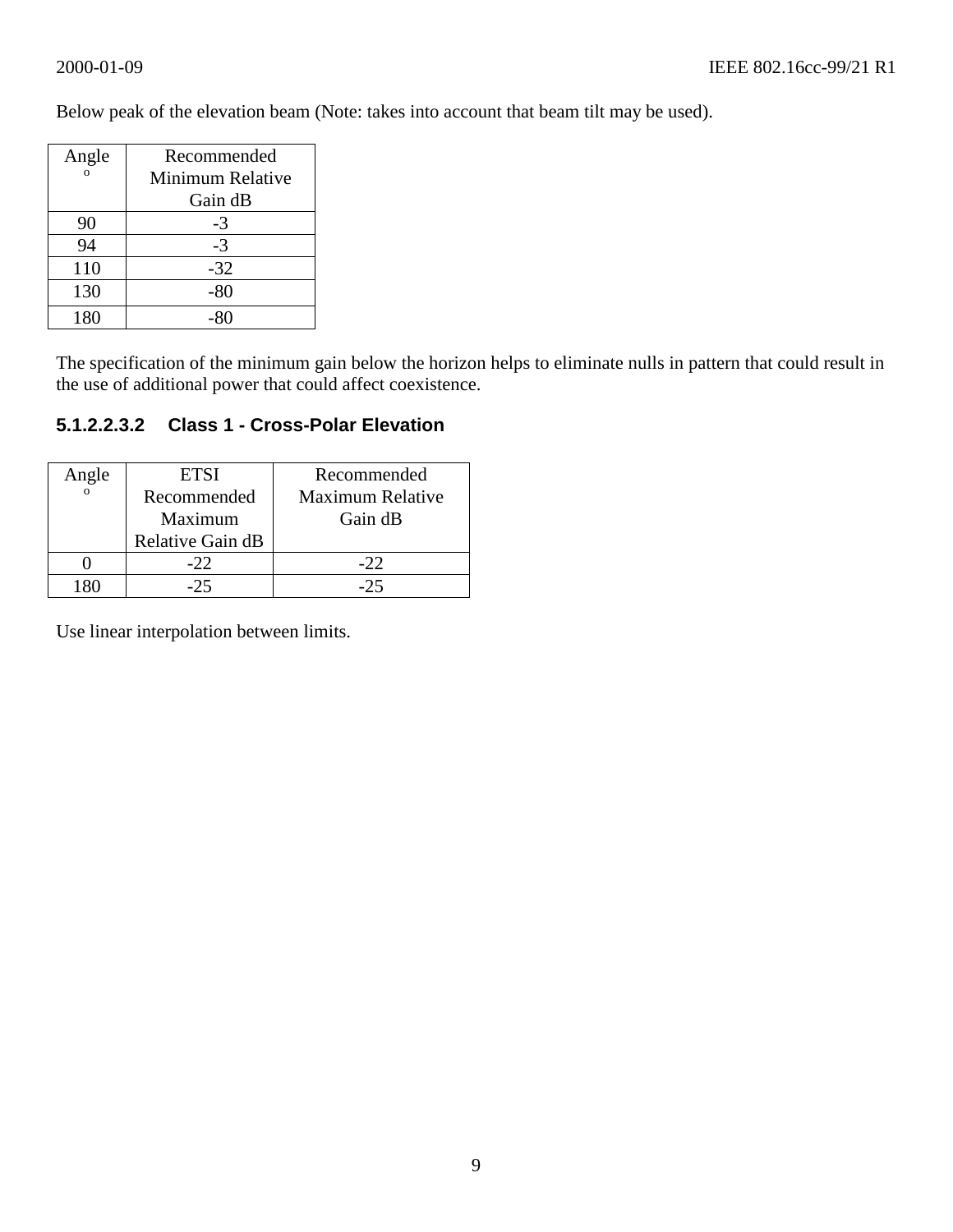Below peak of the elevation beam (Note: takes into account that beam tilt may be used).

| Angle ° | Recommended Minimum Relative Gain dB |
|---|---|
| 90 | -3 |
| 94 | -3 |
| 110 | -32 |
| 130 | -80 |
| 180 | -80 |

The specification of the minimum gain below the horizon helps to eliminate nulls in pattern that could result in the use of additional power that could affect coexistence.

#### 5.1.2.2.3.2 Class 1 - Cross-Polar Elevation

| Angle ° | ETSI Recommended Maximum Relative Gain dB | Recommended Maximum Relative Gain dB |
|---|---|---|
| 0 | -22 | -22 |
| 180 | -25 | -25 |

Use linear interpolation between limits.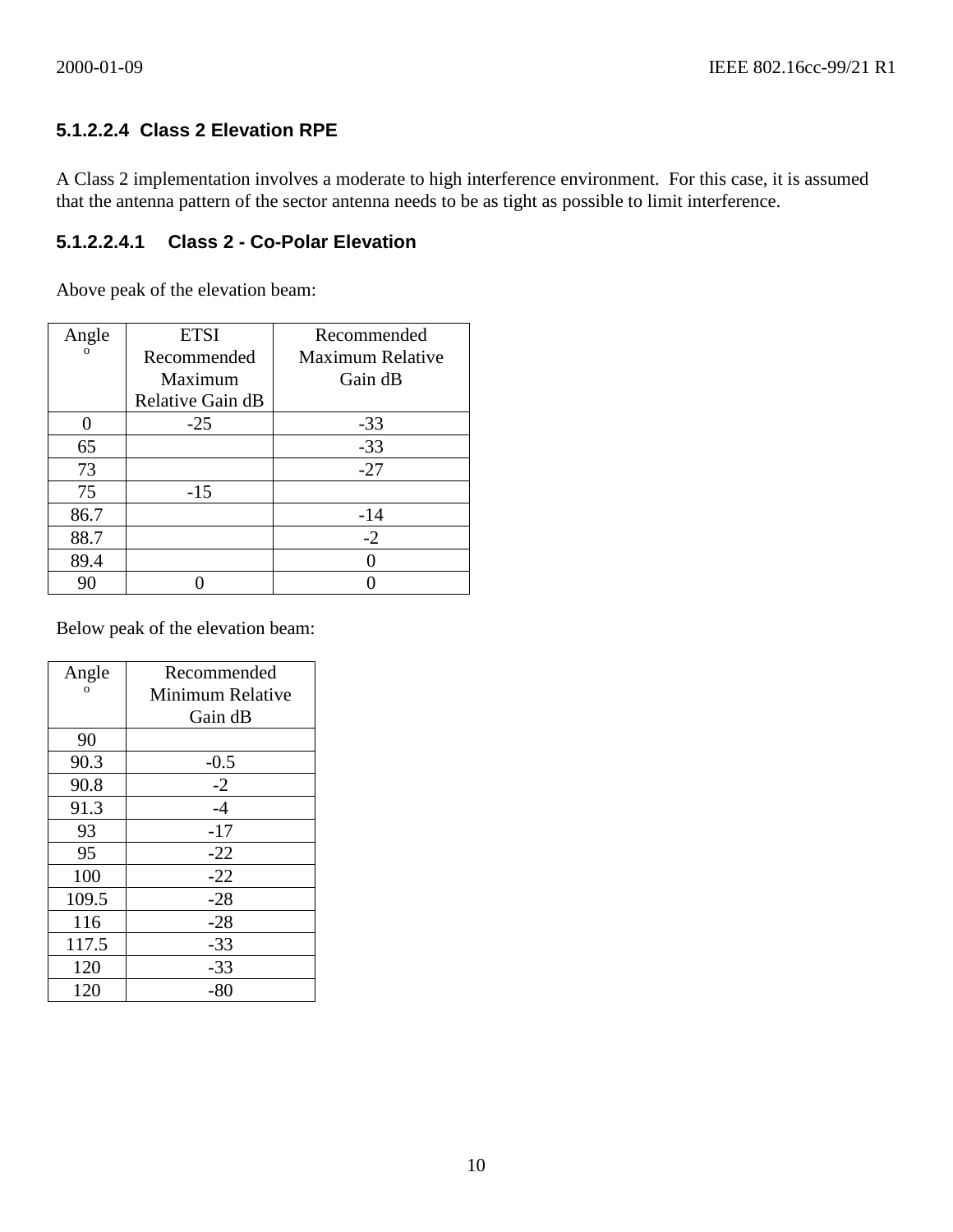#### 5.1.2.2.4 Class 2 Elevation RPE

A Class 2 implementation involves a moderate to high interference environment. For this case, it is assumed that the antenna pattern of the sector antenna needs to be as tight as possible to limit interference.

##### 5.1.2.2.4.1 Class 2 - Co-Polar Elevation

Above peak of the elevation beam:

| Angle ° | ETSI Recommended Maximum Relative Gain dB | Recommended Maximum Relative Gain dB |
|---|---|---|
| 0 | -25 | -33 |
| 65 | | -33 |
| 73 | | -27 |
| 75 | -15 | |
| 86.7 | | -14 |
| 88.7 | | -2 |
| 89.4 | | 0 |
| 90 | 0 | 0 |

Below peak of the elevation beam:

| Angle ° | Recommended Minimum Relative Gain dB |
|---|---|
| 90 | |
| 90.3 | -0.5 |
| 90.8 | -2 |
| 91.3 | -4 |
| 93 | -17 |
| 95 | -22 |
| 100 | -22 |
| 109.5 | -28 |
| 116 | -28 |
| 117.5 | -33 |
| 120 | -33 |
| 120 | -80 |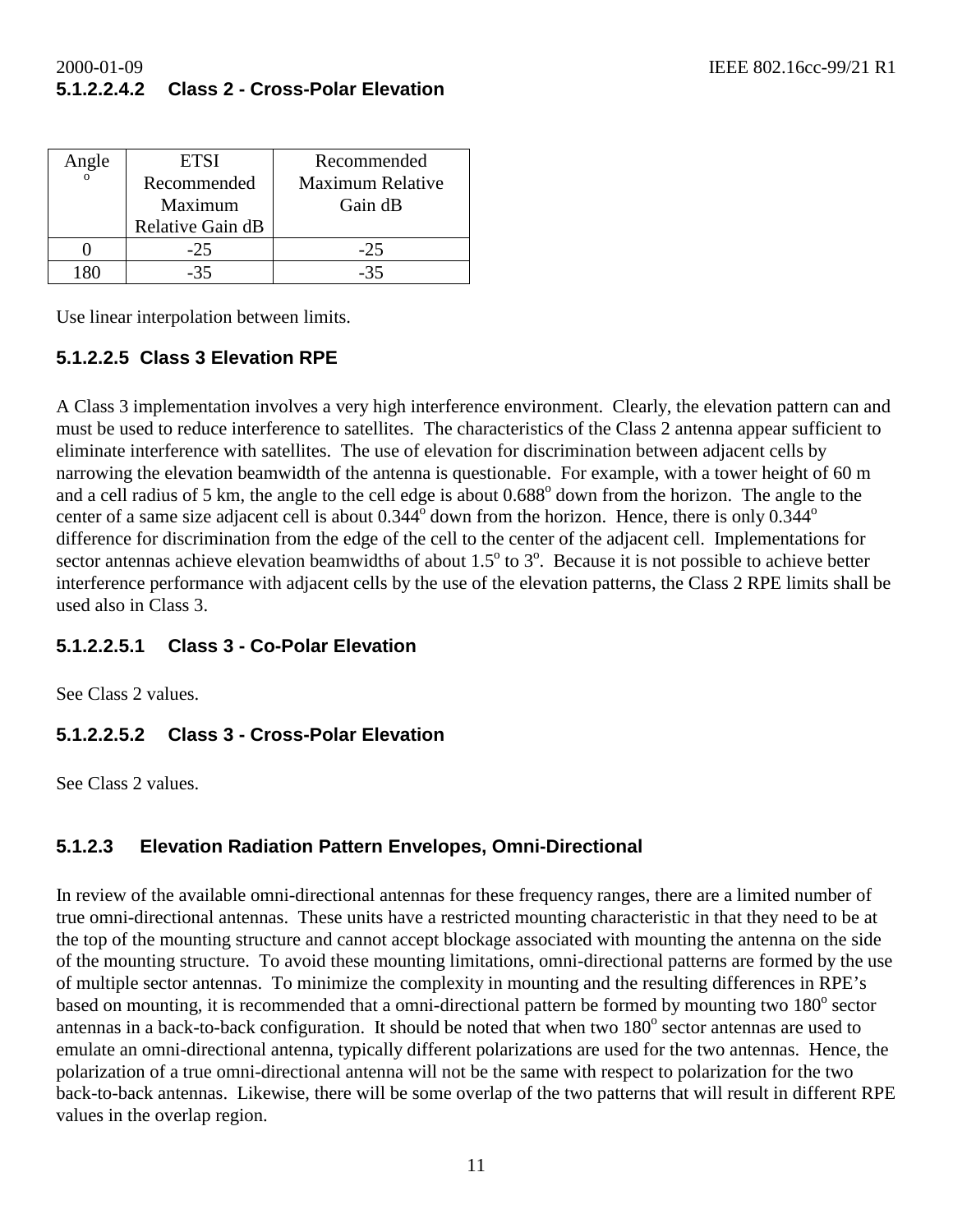#### 5.1.2.2.4.2 Class 2 - Cross-Polar Elevation

| Angle ° | ETSI Recommended Maximum Relative Gain dB | Recommended Maximum Relative Gain dB |
|---|---|---|
| 0 | -25 | -25 |
| 180 | -35 | -35 |

Use linear interpolation between limits.

#### 5.1.2.2.5 Class 3 Elevation RPE

A Class 3 implementation involves a very high interference environment. Clearly, the elevation pattern can and must be used to reduce interference to satellites. The characteristics of the Class 2 antenna appear sufficient to eliminate interference with satellites. The use of elevation for discrimination between adjacent cells by narrowing the elevation beamwidth of the antenna is questionable. For example, with a tower height of 60 m and a cell radius of 5 km, the angle to the cell edge is about 0.688° down from the horizon. The angle to the center of a same size adjacent cell is about 0.344° down from the horizon. Hence, there is only 0.344° difference for discrimination from the edge of the cell to the center of the adjacent cell. Implementations for sector antennas achieve elevation beamwidths of about 1.5° to 3°. Because it is not possible to achieve better interference performance with adjacent cells by the use of the elevation patterns, the Class 2 RPE limits shall be used also in Class 3.

#### 5.1.2.2.5.1 Class 3 - Co-Polar Elevation

See Class 2 values.

#### 5.1.2.2.5.2 Class 3 - Cross-Polar Elevation

See Class 2 values.

### 5.1.2.3 Elevation Radiation Pattern Envelopes, Omni-Directional

In review of the available omni-directional antennas for these frequency ranges, there are a limited number of true omni-directional antennas. These units have a restricted mounting characteristic in that they need to be at the top of the mounting structure and cannot accept blockage associated with mounting the antenna on the side of the mounting structure. To avoid these mounting limitations, omni-directional patterns are formed by the use of multiple sector antennas. To minimize the complexity in mounting and the resulting differences in RPE's based on mounting, it is recommended that a omni-directional pattern be formed by mounting two 180° sector antennas in a back-to-back configuration. It should be noted that when two 180° sector antennas are used to emulate an omni-directional antenna, typically different polarizations are used for the two antennas. Hence, the polarization of a true omni-directional antenna will not be the same with respect to polarization for the two back-to-back antennas. Likewise, there will be some overlap of the two patterns that will result in different RPE values in the overlap region.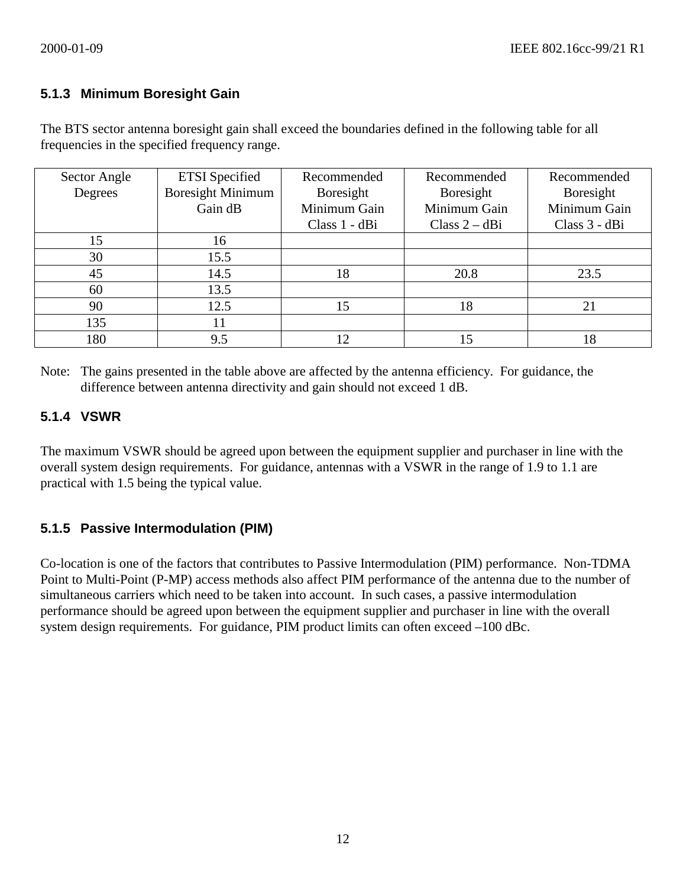### 5.1.3 Minimum Boresight Gain

The BTS sector antenna boresight gain shall exceed the boundaries defined in the following table for all frequencies in the specified frequency range.

| Sector Angle Degrees | ETSI Specified Boresight Minimum Gain dB | Recommended Boresight Minimum Gain Class 1 - dBi | Recommended Boresight Minimum Gain Class 2 – dBi | Recommended Boresight Minimum Gain Class 3 - dBi |
|---|---|---|---|---|
| 15 | 16 | | | |
| 30 | 15.5 | | | |
| 45 | 14.5 | 18 | 20.8 | 23.5 |
| 60 | 13.5 | | | |
| 90 | 12.5 | 15 | 18 | 21 |
| 135 | 11 | | | |
| 180 | 9.5 | 12 | 15 | 18 |

Note: The gains presented in the table above are affected by the antenna efficiency. For guidance, the difference between antenna directivity and gain should not exceed 1 dB.

### 5.1.4 VSWR

The maximum VSWR should be agreed upon between the equipment supplier and purchaser in line with the overall system design requirements. For guidance, antennas with a VSWR in the range of 1.9 to 1.1 are practical with 1.5 being the typical value.

### 5.1.5 Passive Intermodulation (PIM)

Co-location is one of the factors that contributes to Passive Intermodulation (PIM) performance. Non-TDMA Point to Multi-Point (P-MP) access methods also affect PIM performance of the antenna due to the number of simultaneous carriers which need to be taken into account. In such cases, a passive intermodulation performance should be agreed upon between the equipment supplier and purchaser in line with the overall system design requirements. For guidance, PIM product limits can often exceed –100 dBc.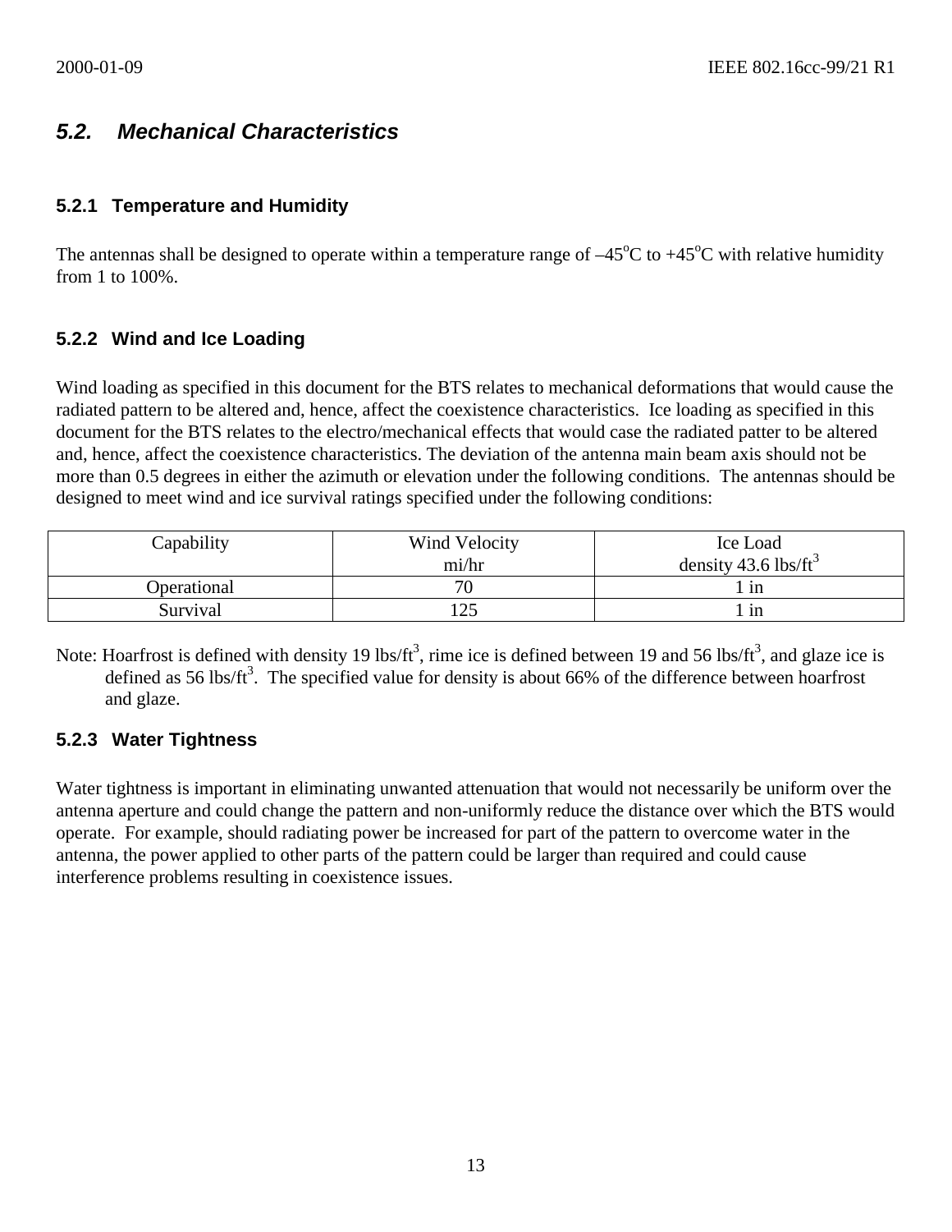## *5.2. Mechanical Characteristics*

### 5.2.1 Temperature and Humidity

The antennas shall be designed to operate within a temperature range of $-45^{o}C$ to $+45^{o}C$ with relative humidity from 1 to 100%.

### 5.2.2 Wind and Ice Loading

Wind loading as specified in this document for the BTS relates to mechanical deformations that would cause the radiated pattern to be altered and, hence, affect the coexistence characteristics. Ice loading as specified in this document for the BTS relates to the electro/mechanical effects that would case the radiated patter to be altered and, hence, affect the coexistence characteristics. The deviation of the antenna main beam axis should not be more than 0.5 degrees in either the azimuth or elevation under the following conditions. The antennas should be designed to meet wind and ice survival ratings specified under the following conditions:

| Capability | Wind Velocity mi/hr | Ice Load density 43.6 lbs/ft$^3$ |
|---|---|---|
| Operational | 70 | 1 in |
| Survival | 125 | 1 in |

Note: Hoarfrost is defined with density 19 lbs/ft$^3$, rime ice is defined between 19 and 56 lbs/ft$^3$, and glaze ice is defined as 56 lbs/ft$^3$. The specified value for density is about 66% of the difference between hoarfrost and glaze.

### 5.2.3 Water Tightness

Water tightness is important in eliminating unwanted attenuation that would not necessarily be uniform over the antenna aperture and could change the pattern and non-uniformly reduce the distance over which the BTS would operate. For example, should radiating power be increased for part of the pattern to overcome water in the antenna, the power applied to other parts of the pattern could be larger than required and could cause interference problems resulting in coexistence issues.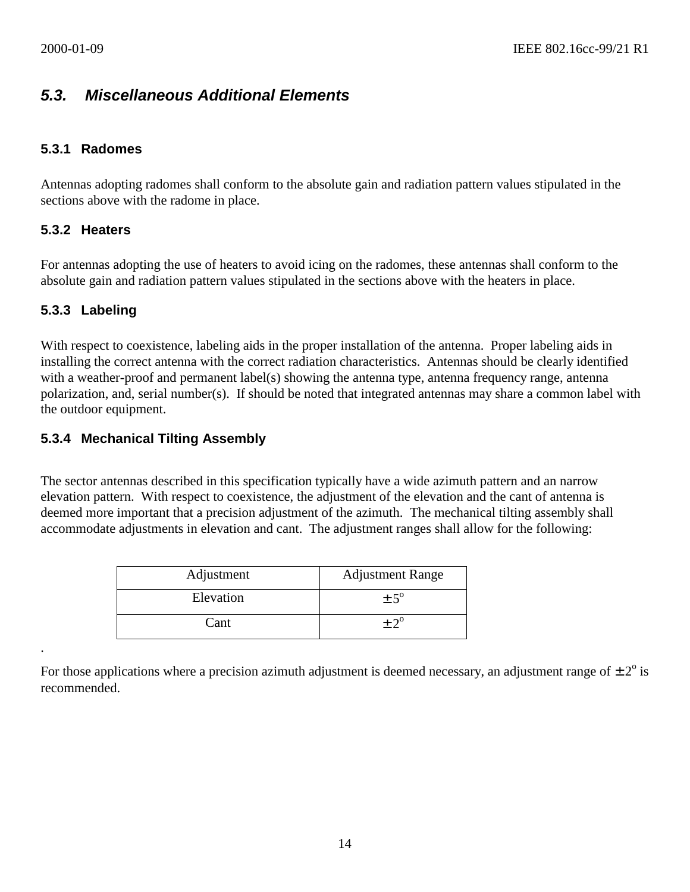## 5.3. Miscellaneous Additional Elements

### 5.3.1 Radomes

Antennas adopting radomes shall conform to the absolute gain and radiation pattern values stipulated in the sections above with the radome in place.

### 5.3.2 Heaters

For antennas adopting the use of heaters to avoid icing on the radomes, these antennas shall conform to the absolute gain and radiation pattern values stipulated in the sections above with the heaters in place.

### 5.3.3 Labeling

With respect to coexistence, labeling aids in the proper installation of the antenna. Proper labeling aids in installing the correct antenna with the correct radiation characteristics. Antennas should be clearly identified with a weather-proof and permanent label(s) showing the antenna type, antenna frequency range, antenna polarization, and, serial number(s). If should be noted that integrated antennas may share a common label with the outdoor equipment.

### 5.3.4 Mechanical Tilting Assembly

The sector antennas described in this specification typically have a wide azimuth pattern and an narrow elevation pattern. With respect to coexistence, the adjustment of the elevation and the cant of antenna is deemed more important that a precision adjustment of the azimuth. The mechanical tilting assembly shall accommodate adjustments in elevation and cant. The adjustment ranges shall allow for the following:

| Adjustment | Adjustment Range |
|---|---|
| Elevation | $\pm 5^o$ |
| Cant | $\pm 2^o$ |

.

For those applications where a precision azimuth adjustment is deemed necessary, an adjustment range of $\pm 2^o$ is recommended.